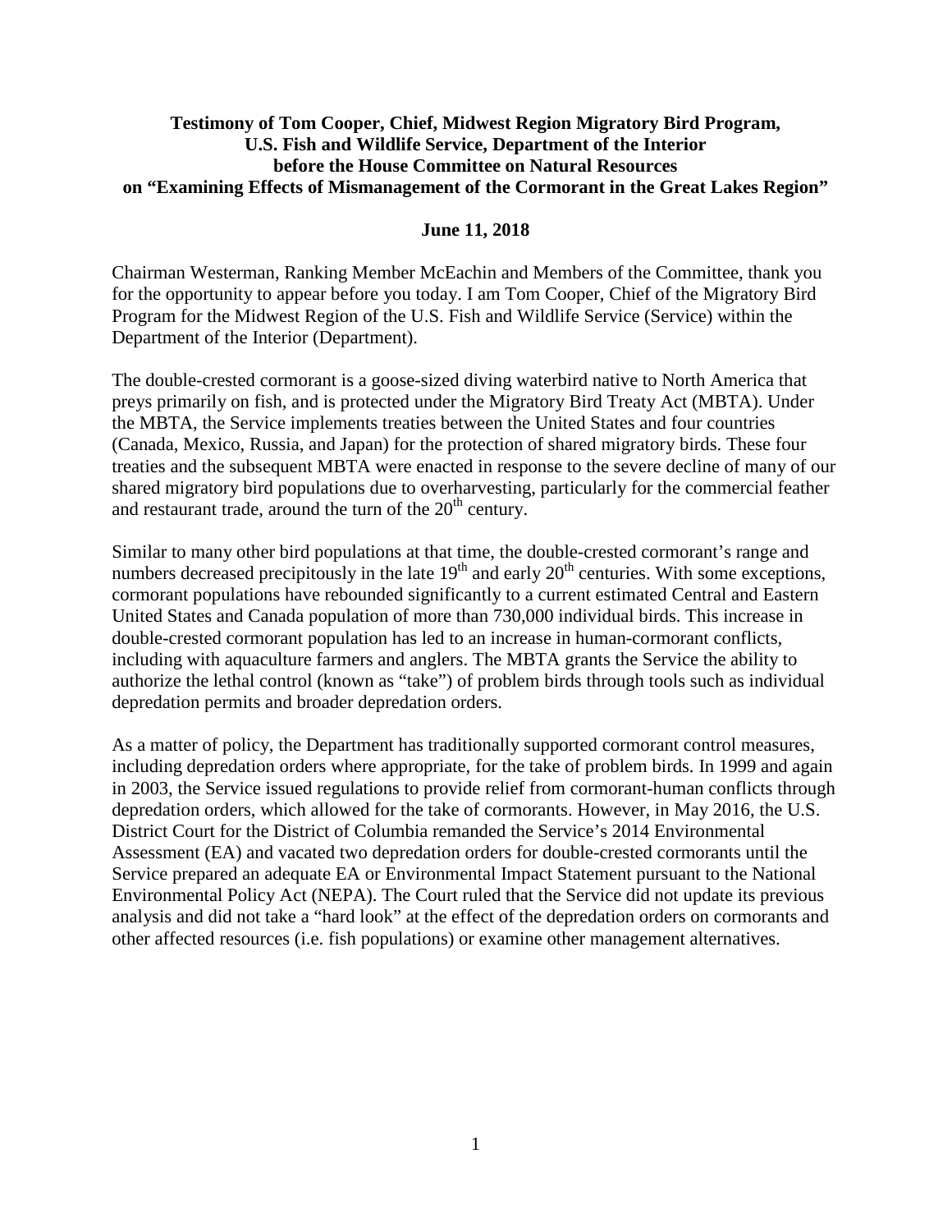**Testimony of Tom Cooper, Chief, Midwest Region Migratory Bird Program, U.S. Fish and Wildlife Service, Department of the Interior before the House Committee on Natural Resources on "Examining Effects of Mismanagement of the Cormorant in the Great Lakes Region"**

**June 11, 2018**

Chairman Westerman, Ranking Member McEachin and Members of the Committee, thank you for the opportunity to appear before you today. I am Tom Cooper, Chief of the Migratory Bird Program for the Midwest Region of the U.S. Fish and Wildlife Service (Service) within the Department of the Interior (Department).

The double-crested cormorant is a goose-sized diving waterbird native to North America that preys primarily on fish, and is protected under the Migratory Bird Treaty Act (MBTA). Under the MBTA, the Service implements treaties between the United States and four countries (Canada, Mexico, Russia, and Japan) for the protection of shared migratory birds. These four treaties and the subsequent MBTA were enacted in response to the severe decline of many of our shared migratory bird populations due to overharvesting, particularly for the commercial feather and restaurant trade, around the turn of the 20th century.

Similar to many other bird populations at that time, the double-crested cormorant's range and numbers decreased precipitously in the late 19th and early 20th centuries. With some exceptions, cormorant populations have rebounded significantly to a current estimated Central and Eastern United States and Canada population of more than 730,000 individual birds. This increase in double-crested cormorant population has led to an increase in human-cormorant conflicts, including with aquaculture farmers and anglers. The MBTA grants the Service the ability to authorize the lethal control (known as "take") of problem birds through tools such as individual depredation permits and broader depredation orders.

As a matter of policy, the Department has traditionally supported cormorant control measures, including depredation orders where appropriate, for the take of problem birds. In 1999 and again in 2003, the Service issued regulations to provide relief from cormorant-human conflicts through depredation orders, which allowed for the take of cormorants. However, in May 2016, the U.S. District Court for the District of Columbia remanded the Service's 2014 Environmental Assessment (EA) and vacated two depredation orders for double-crested cormorants until the Service prepared an adequate EA or Environmental Impact Statement pursuant to the National Environmental Policy Act (NEPA). The Court ruled that the Service did not update its previous analysis and did not take a "hard look" at the effect of the depredation orders on cormorants and other affected resources (i.e. fish populations) or examine other management alternatives.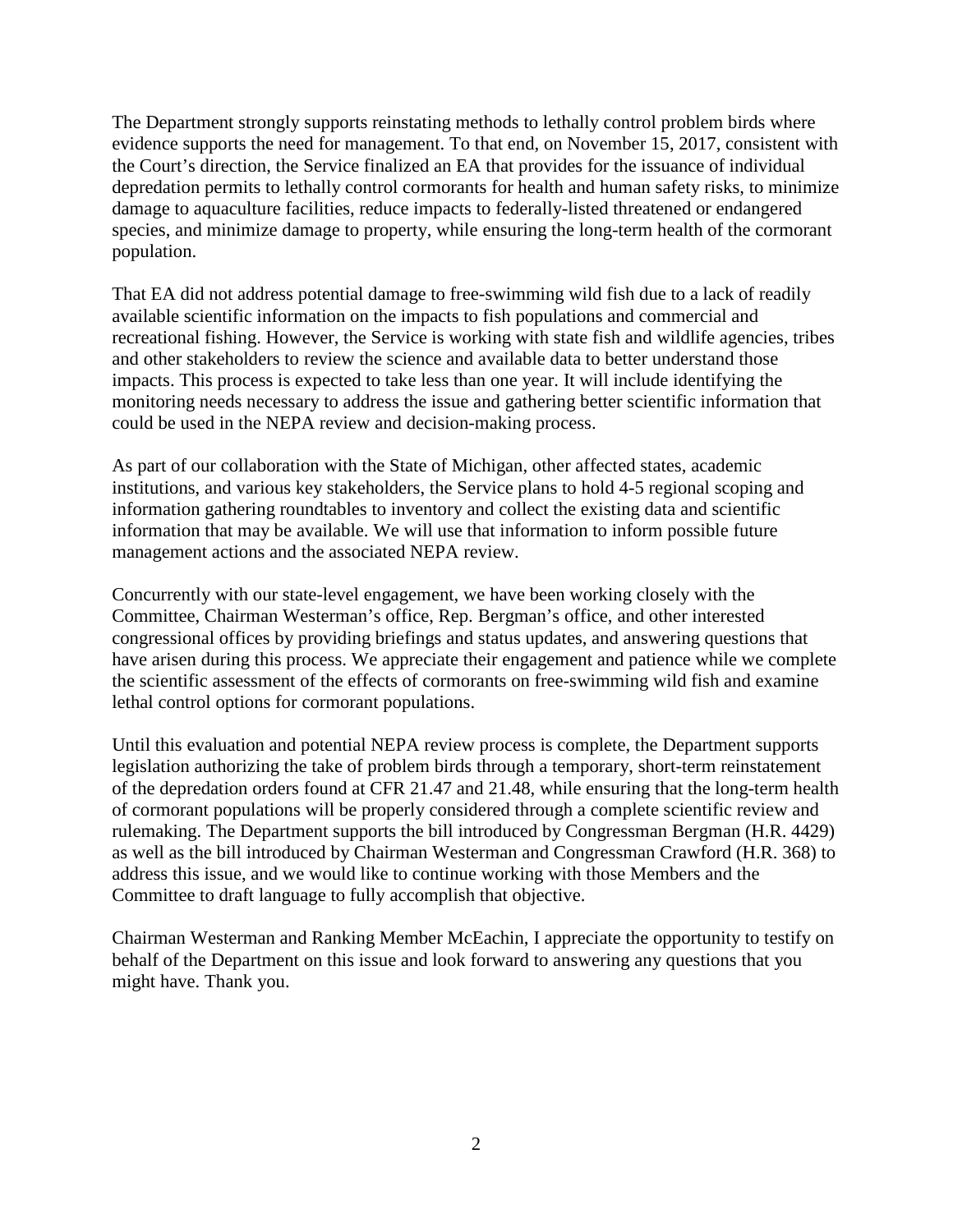The Department strongly supports reinstating methods to lethally control problem birds where evidence supports the need for management. To that end, on November 15, 2017, consistent with the Court's direction, the Service finalized an EA that provides for the issuance of individual depredation permits to lethally control cormorants for health and human safety risks, to minimize damage to aquaculture facilities, reduce impacts to federally-listed threatened or endangered species, and minimize damage to property, while ensuring the long-term health of the cormorant population.

That EA did not address potential damage to free-swimming wild fish due to a lack of readily available scientific information on the impacts to fish populations and commercial and recreational fishing. However, the Service is working with state fish and wildlife agencies, tribes and other stakeholders to review the science and available data to better understand those impacts. This process is expected to take less than one year. It will include identifying the monitoring needs necessary to address the issue and gathering better scientific information that could be used in the NEPA review and decision-making process.

As part of our collaboration with the State of Michigan, other affected states, academic institutions, and various key stakeholders, the Service plans to hold 4-5 regional scoping and information gathering roundtables to inventory and collect the existing data and scientific information that may be available. We will use that information to inform possible future management actions and the associated NEPA review.

Concurrently with our state-level engagement, we have been working closely with the Committee, Chairman Westerman's office, Rep. Bergman's office, and other interested congressional offices by providing briefings and status updates, and answering questions that have arisen during this process. We appreciate their engagement and patience while we complete the scientific assessment of the effects of cormorants on free-swimming wild fish and examine lethal control options for cormorant populations.

Until this evaluation and potential NEPA review process is complete, the Department supports legislation authorizing the take of problem birds through a temporary, short-term reinstatement of the depredation orders found at CFR 21.47 and 21.48, while ensuring that the long-term health of cormorant populations will be properly considered through a complete scientific review and rulemaking. The Department supports the bill introduced by Congressman Bergman (H.R. 4429) as well as the bill introduced by Chairman Westerman and Congressman Crawford (H.R. 368) to address this issue, and we would like to continue working with those Members and the Committee to draft language to fully accomplish that objective.

Chairman Westerman and Ranking Member McEachin, I appreciate the opportunity to testify on behalf of the Department on this issue and look forward to answering any questions that you might have. Thank you.